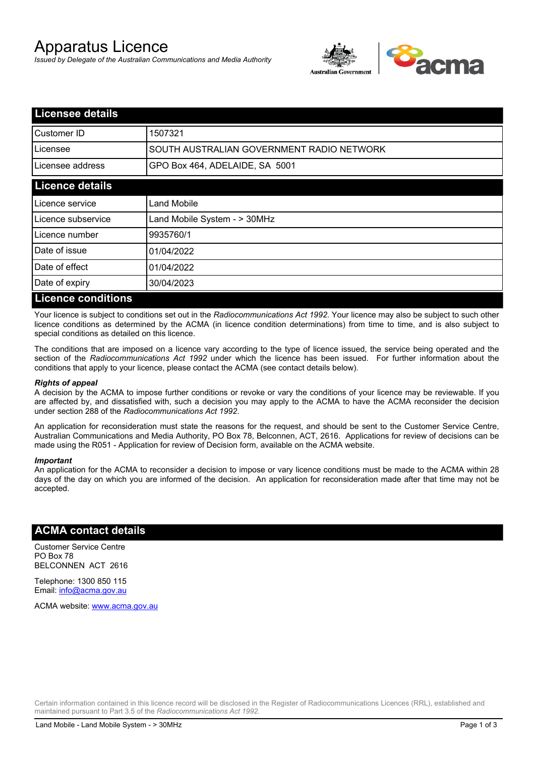# Apparatus Licence

*Issued by Delegate of the Australian Communications and Media Authority*

## Licensee details

| | |
|---|---|
| Customer ID | 1507321 |
| Licensee | SOUTH AUSTRALIAN GOVERNMENT RADIO NETWORK |
| Licensee address | GPO Box 464, ADELAIDE, SA 5001 |

## Licence details

| | |
|---|---|
| Licence service | Land Mobile |
| Licence subservice | Land Mobile System - > 30MHz |
| Licence number | 9935760/1 |
| Date of issue | 01/04/2022 |
| Date of effect | 01/04/2022 |
| Date of expiry | 30/04/2023 |

## Licence conditions

Your licence is subject to conditions set out in the *Radiocommunications Act 1992*. Your licence may also be subject to such other licence conditions as determined by the ACMA (in licence condition determinations) from time to time, and is also subject to special conditions as detailed on this licence.

The conditions that are imposed on a licence vary according to the type of licence issued, the service being operated and the section of the *Radiocommunications Act 1992* under which the licence has been issued. For further information about the conditions that apply to your licence, please contact the ACMA (see contact details below).

***Rights of appeal***

A decision by the ACMA to impose further conditions or revoke or vary the conditions of your licence may be reviewable. If you are affected by, and dissatisfied with, such a decision you may apply to the ACMA to have the ACMA reconsider the decision under section 288 of the *Radiocommunications Act 1992*.

An application for reconsideration must state the reasons for the request, and should be sent to the Customer Service Centre, Australian Communications and Media Authority, PO Box 78, Belconnen, ACT, 2616. Applications for review of decisions can be made using the R051 - Application for review of Decision form, available on the ACMA website.

***Important***

An application for the ACMA to reconsider a decision to impose or vary licence conditions must be made to the ACMA within 28 days of the day on which you are informed of the decision. An application for reconsideration made after that time may not be accepted.

## ACMA contact details

Customer Service Centre
PO Box 78
BELCONNEN ACT 2616

Telephone: 1300 850 115
Email: info@acma.gov.au

ACMA website: www.acma.gov.au

Certain information contained in this licence record will be disclosed in the Register of Radiocommunications Licences (RRL), established and maintained pursuant to Part 3.5 of the *Radiocommunications Act 1992.*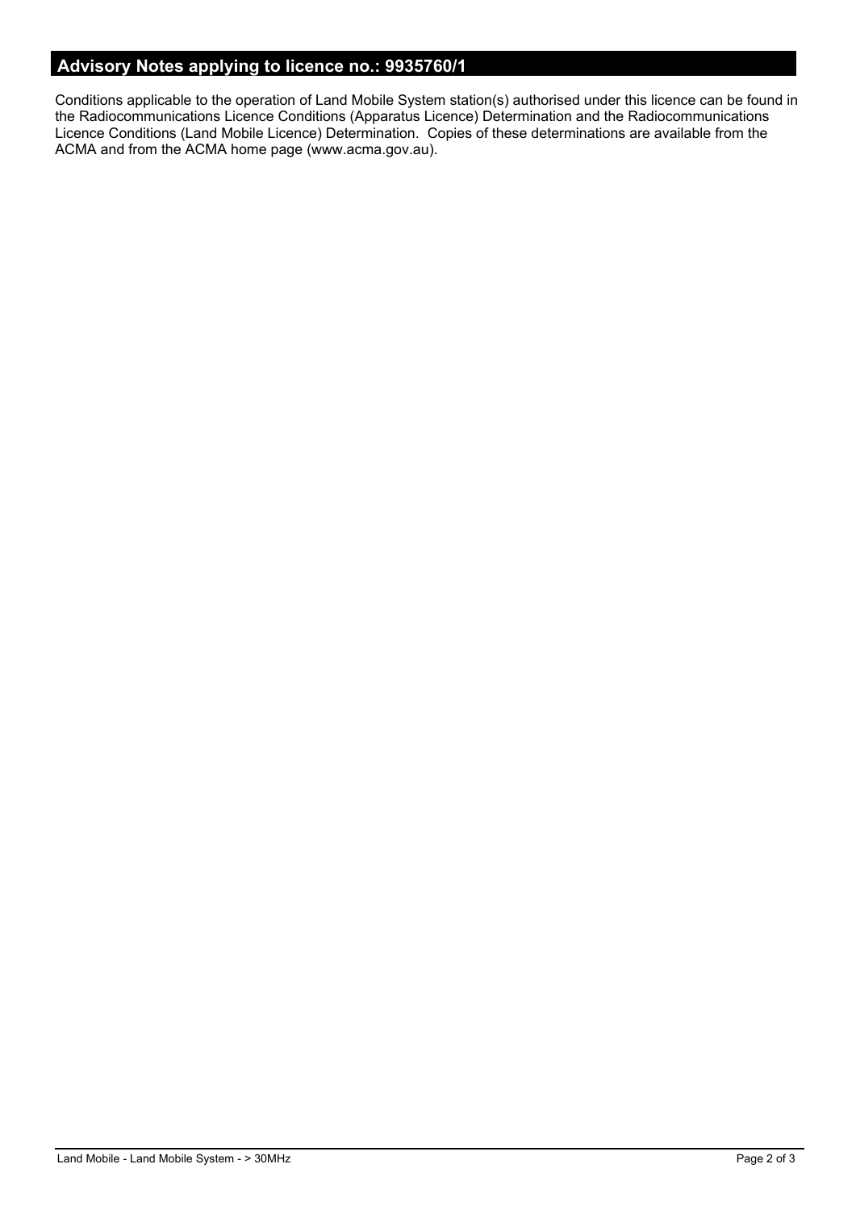## Advisory Notes applying to licence no.: 9935760/1

Conditions applicable to the operation of Land Mobile System station(s) authorised under this licence can be found in the Radiocommunications Licence Conditions (Apparatus Licence) Determination and the Radiocommunications Licence Conditions (Land Mobile Licence) Determination. Copies of these determinations are available from the ACMA and from the ACMA home page (www.acma.gov.au).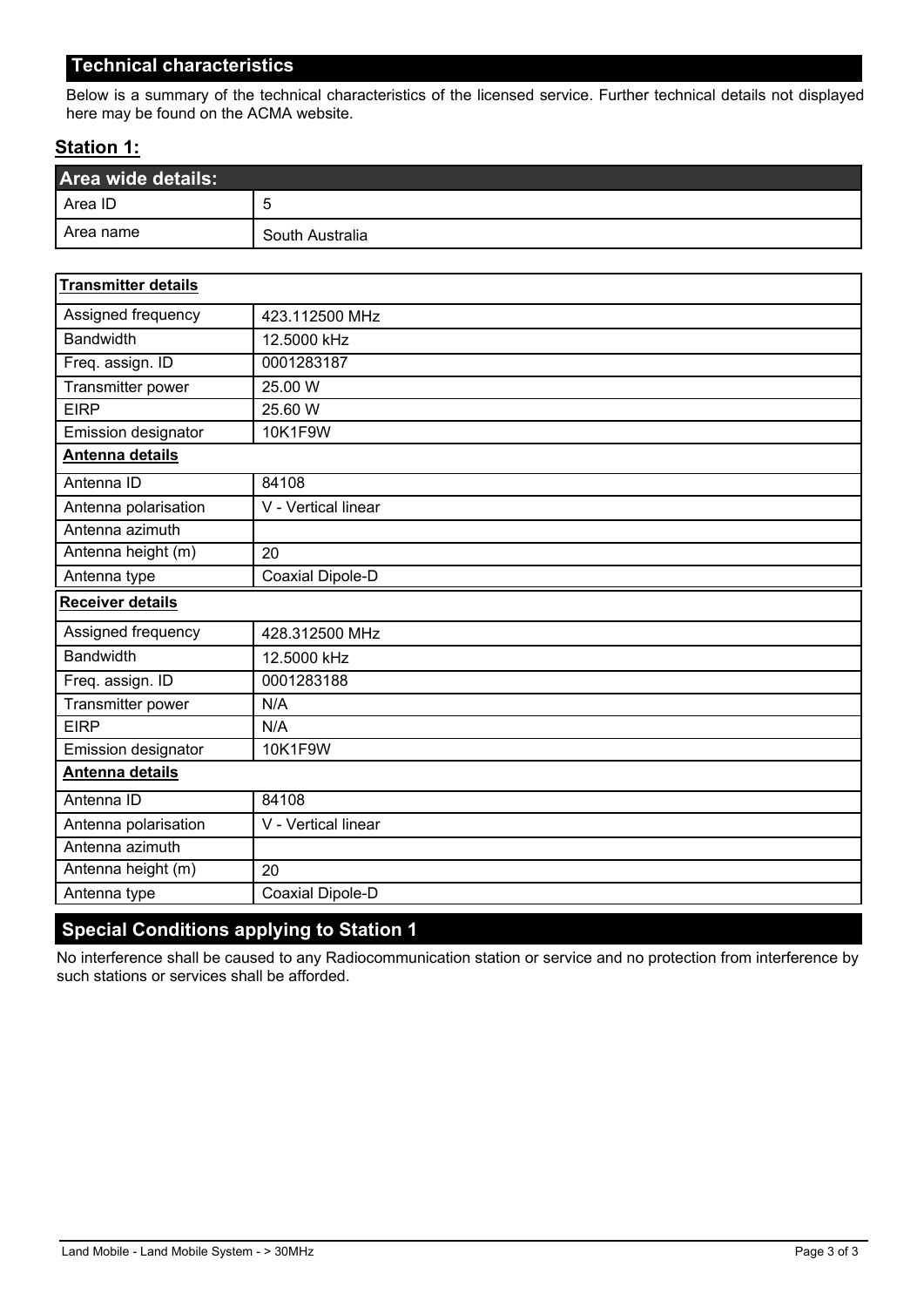## Technical characteristics

Below is a summary of the technical characteristics of the licensed service. Further technical details not displayed here may be found on the ACMA website.

### Station 1:

| Area wide details: | |
|---|---|
| Area ID | 5 |
| Area name | South Australia |

| **Transmitter details** | |
|---|---|
| Assigned frequency | 423.112500 MHz |
| Bandwidth | 12.5000 kHz |
| Freq. assign. ID | 0001283187 |
| Transmitter power | 25.00 W |
| EIRP | 25.60 W |
| Emission designator | 10K1F9W |
| **Antenna details** | |
| Antenna ID | 84108 |
| Antenna polarisation | V - Vertical linear |
| Antenna azimuth | |
| Antenna height (m) | 20 |
| Antenna type | Coaxial Dipole-D |

| **Receiver details** | |
|---|---|
| Assigned frequency | 428.312500 MHz |
| Bandwidth | 12.5000 kHz |
| Freq. assign. ID | 0001283188 |
| Transmitter power | N/A |
| EIRP | N/A |
| Emission designator | 10K1F9W |
| **Antenna details** | |
| Antenna ID | 84108 |
| Antenna polarisation | V - Vertical linear |
| Antenna azimuth | |
| Antenna height (m) | 20 |
| Antenna type | Coaxial Dipole-D |

## Special Conditions applying to Station 1

No interference shall be caused to any Radiocommunication station or service and no protection from interference by such stations or services shall be afforded.